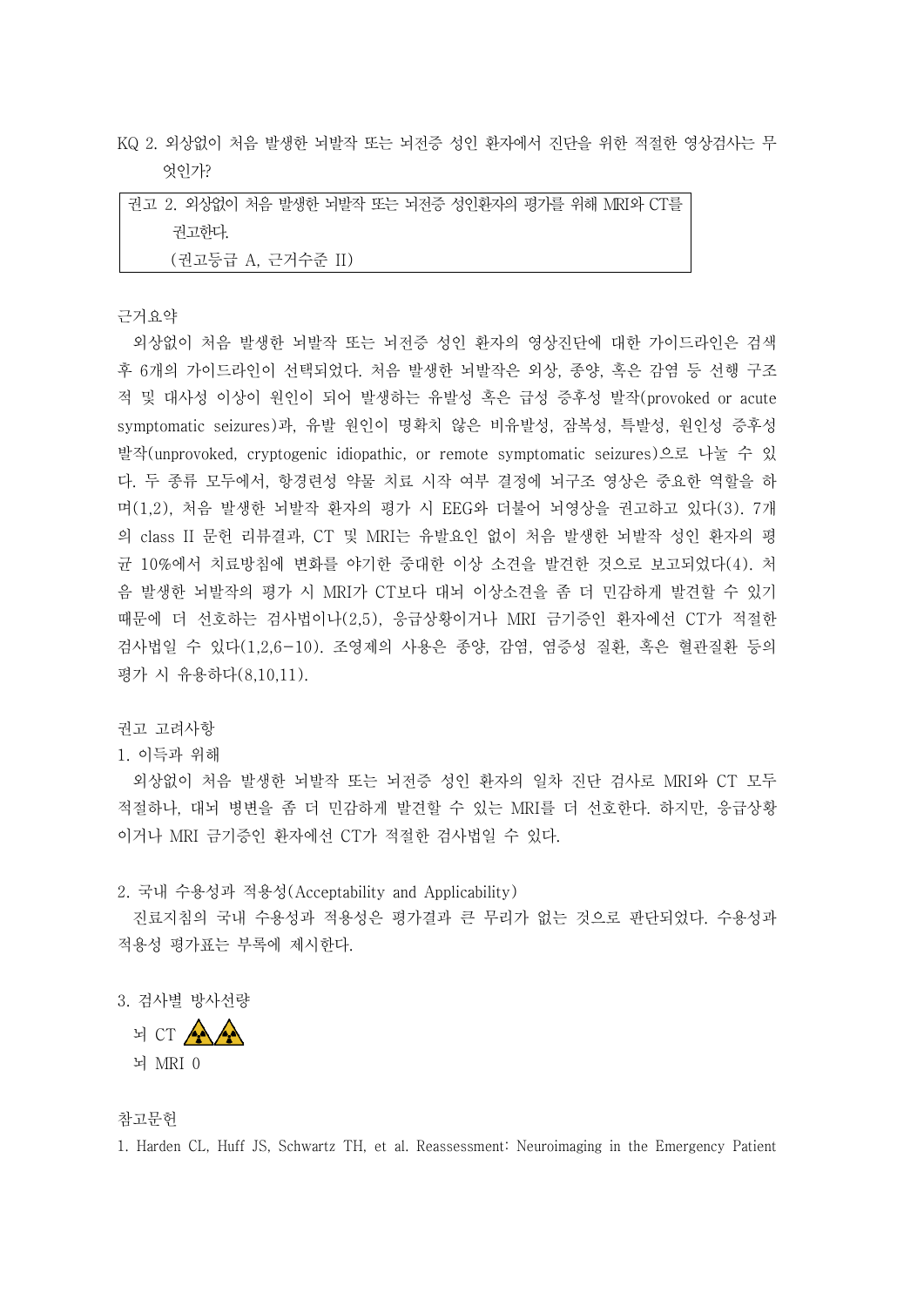KQ 2. 외상없이 처음 발생한 뇌발작 또는 뇌전증 성인 환자에서 진단을 위한 적절한 영상검사는 무엇인가?

| 권고 2. 외상없이 처음 발생한 뇌발작 또는 뇌전증 성인환자의 평가를 위해 MRI와 CT를 권고한다. (권고등급 A, 근거수준 II) |
|---|

근거요약

외상없이 처음 발생한 뇌발작 또는 뇌전증 성인 환자의 영상진단에 대한 가이드라인은 검색 후 6개의 가이드라인이 선택되었다. 처음 발생한 뇌발작은 외상, 종양, 혹은 감염 등 선행 구조적 및 대사성 이상이 원인이 되어 발생하는 유발성 혹은 급성 증후성 발작(provoked or acute symptomatic seizures)과, 유발 원인이 명확치 않은 비유발성, 잠복성, 특발성, 원인성 증후성 발작(unprovoked, cryptogenic idiopathic, or remote symptomatic seizures)으로 나눌 수 있다. 두 종류 모두에서, 항경련성 약물 치료 시작 여부 결정에 뇌구조 영상은 중요한 역할을 하며(1,2), 처음 발생한 뇌발작 환자의 평가 시 EEG와 더불어 뇌영상을 권고하고 있다(3). 7개의 class II 문헌 리뷰결과, CT 및 MRI는 유발요인 없이 처음 발생한 뇌발작 성인 환자의 평균 10%에서 치료방침에 변화를 야기한 중대한 이상 소견을 발견한 것으로 보고되었다(4). 처음 발생한 뇌발작의 평가 시 MRI가 CT보다 대뇌 이상소견을 좀 더 민감하게 발견할 수 있기 때문에 더 선호하는 검사법이나(2,5), 응급상황이거나 MRI 금기증인 환자에선 CT가 적절한 검사법일 수 있다(1,2,6-10). 조영제의 사용은 종양, 감염, 염증성 질환, 혹은 혈관질환 등의 평가 시 유용하다(8,10,11).

권고 고려사항

1. 이득과 위해

외상없이 처음 발생한 뇌발작 또는 뇌전증 성인 환자의 일차 진단 검사로 MRI와 CT 모두 적절하나, 대뇌 병변을 좀 더 민감하게 발견할 수 있는 MRI를 더 선호한다. 하지만, 응급상황이거나 MRI 금기증인 환자에선 CT가 적절한 검사법일 수 있다.

2. 국내 수용성과 적용성(Acceptability and Applicability)

진료지침의 국내 수용성과 적용성은 평가결과 큰 무리가 없는 것으로 판단되었다. 수용성과 적용성 평가표는 부록에 제시한다.

3. 검사별 방사선량

뇌 CT ☢☢

뇌 MRI 0

참고문헌

1. Harden CL, Huff JS, Schwartz TH, et al. Reassessment: Neuroimaging in the Emergency Patient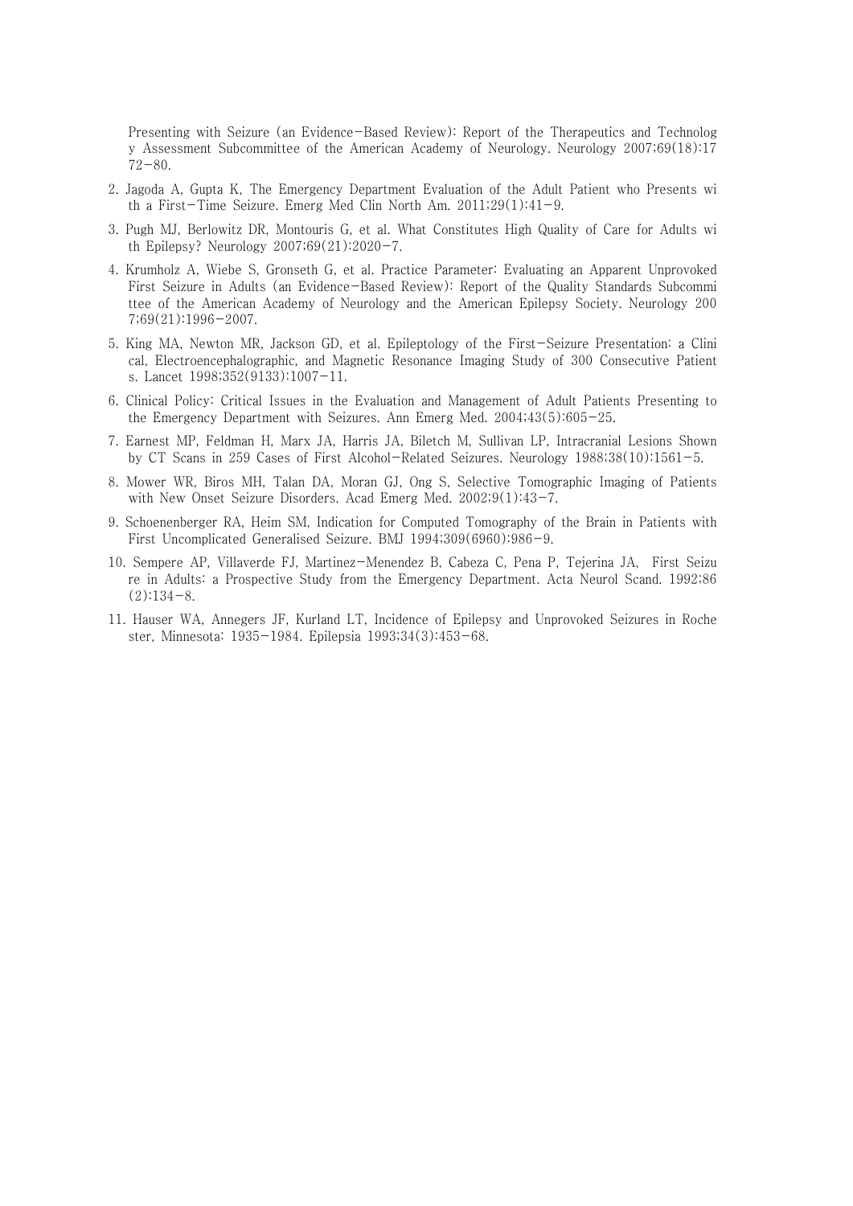Presenting with Seizure (an Evidence-Based Review): Report of the Therapeutics and Technology Assessment Subcommittee of the American Academy of Neurology. Neurology 2007;69(18):1772-80.

2. Jagoda A, Gupta K, The Emergency Department Evaluation of the Adult Patient who Presents with a First-Time Seizure. Emerg Med Clin North Am. 2011;29(1):41-9.
3. Pugh MJ, Berlowitz DR, Montouris G, et al. What Constitutes High Quality of Care for Adults with Epilepsy? Neurology 2007;69(21):2020-7.
4. Krumholz A, Wiebe S, Gronseth G, et al. Practice Parameter: Evaluating an Apparent Unprovoked First Seizure in Adults (an Evidence-Based Review): Report of the Quality Standards Subcommittee of the American Academy of Neurology and the American Epilepsy Society. Neurology 2007;69(21):1996-2007.
5. King MA, Newton MR, Jackson GD, et al. Epileptology of the First-Seizure Presentation: a Clinical, Electroencephalographic, and Magnetic Resonance Imaging Study of 300 Consecutive Patients. Lancet 1998;352(9133):1007-11.
6. Clinical Policy: Critical Issues in the Evaluation and Management of Adult Patients Presenting to the Emergency Department with Seizures. Ann Emerg Med. 2004;43(5):605-25.
7. Earnest MP, Feldman H, Marx JA, Harris JA, Biletch M, Sullivan LP, Intracranial Lesions Shown by CT Scans in 259 Cases of First Alcohol-Related Seizures. Neurology 1988;38(10):1561-5.
8. Mower WR, Biros MH, Talan DA, Moran GJ, Ong S, Selective Tomographic Imaging of Patients with New Onset Seizure Disorders. Acad Emerg Med. 2002;9(1):43-7.
9. Schoenenberger RA, Heim SM, Indication for Computed Tomography of the Brain in Patients with First Uncomplicated Generalised Seizure. BMJ 1994;309(6960):986-9.
10. Sempere AP, Villaverde FJ, Martinez-Menendez B, Cabeza C, Pena P, Tejerina JA, First Seizure in Adults: a Prospective Study from the Emergency Department. Acta Neurol Scand. 1992;86(2):134-8.
11. Hauser WA, Annegers JF, Kurland LT, Incidence of Epilepsy and Unprovoked Seizures in Rochester, Minnesota: 1935-1984. Epilepsia 1993;34(3):453-68.